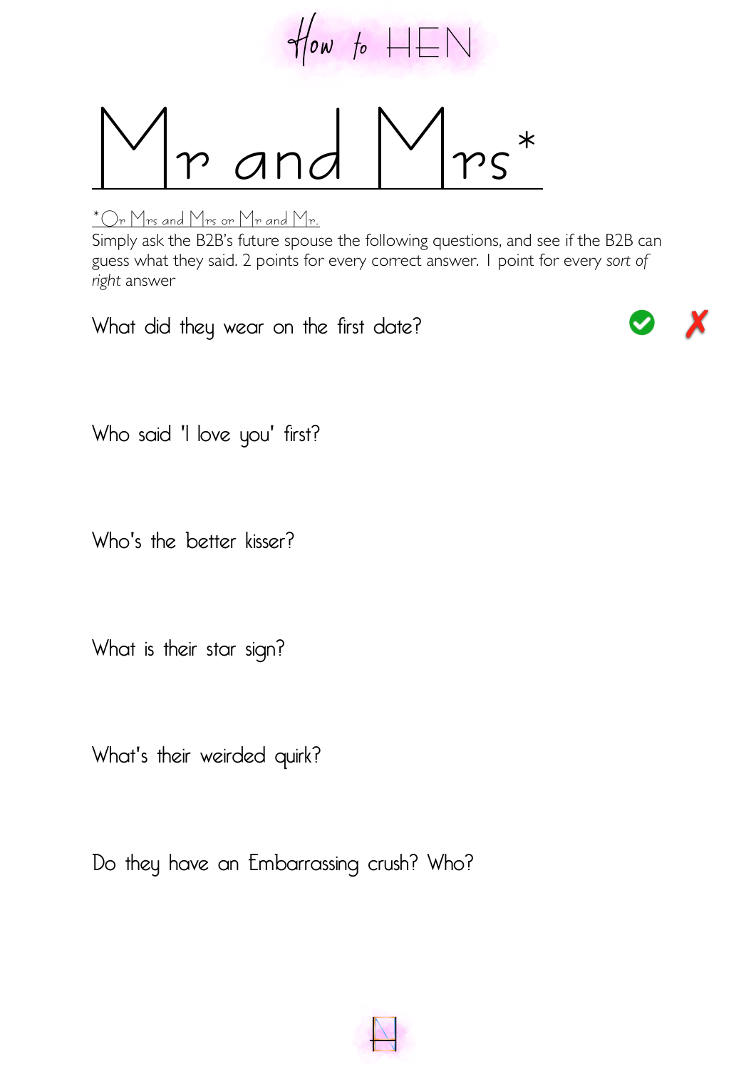How to HEN

# Mr and Mrs*

*Or Mrs and Mrs or Mr and Mr.

Simply ask the B2B's future spouse the following questions, and see if the B2B can guess what they said. 2 points for every correct answer. 1 point for every *sort of right* answer

What did they wear on the first date? ✔ ✗

Who said 'I love you' first?

Who's the better kisser?

What is their star sign?

What's their weirded quirk?

Do they have an Embarrassing crush? Who?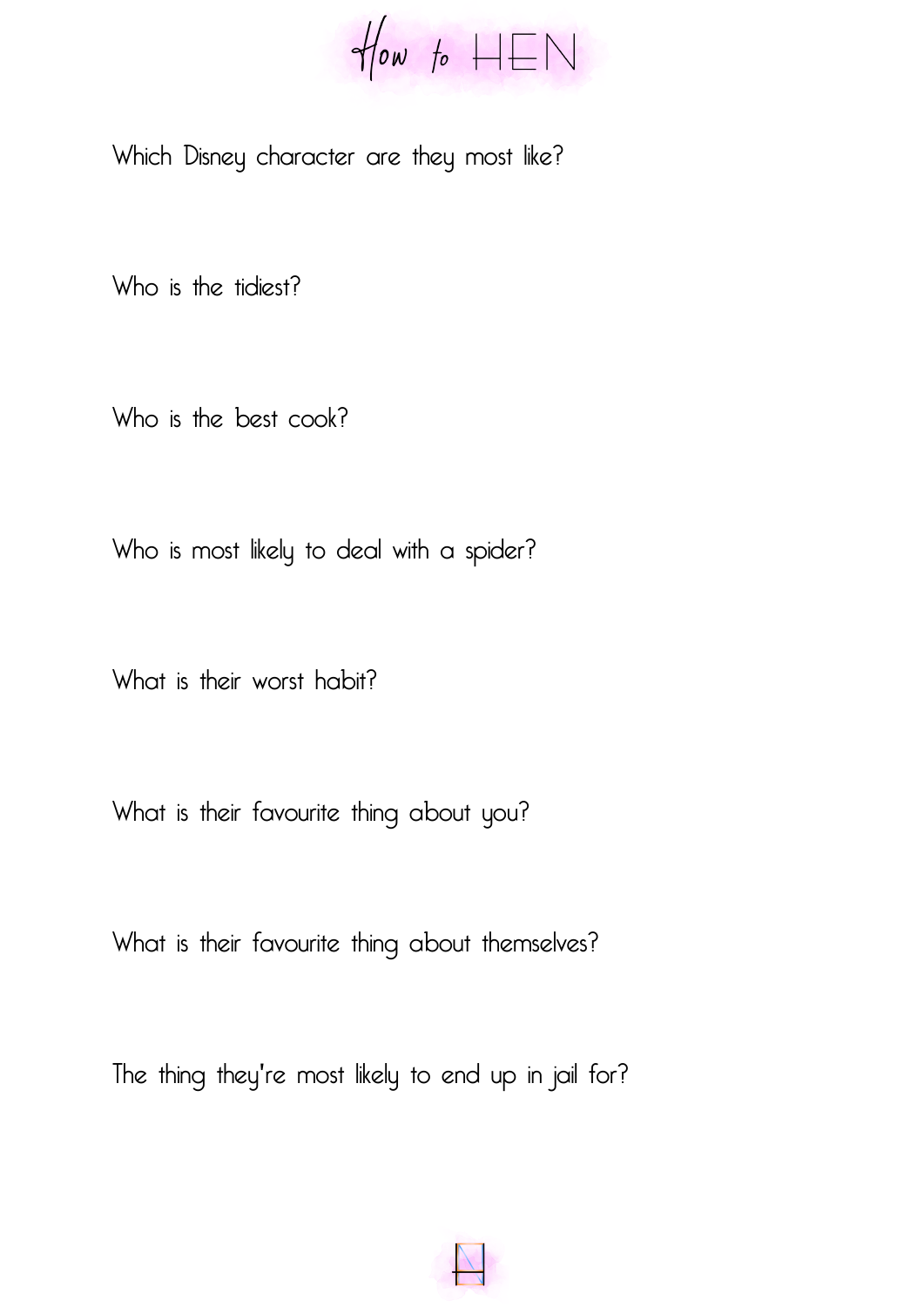# How to HEN

Which Disney character are they most like?

Who is the tidiest?

Who is the best cook?

Who is most likely to deal with a spider?

What is their worst habit?

What is their favourite thing about you?

What is their favourite thing about themselves?

The thing they're most likely to end up in jail for?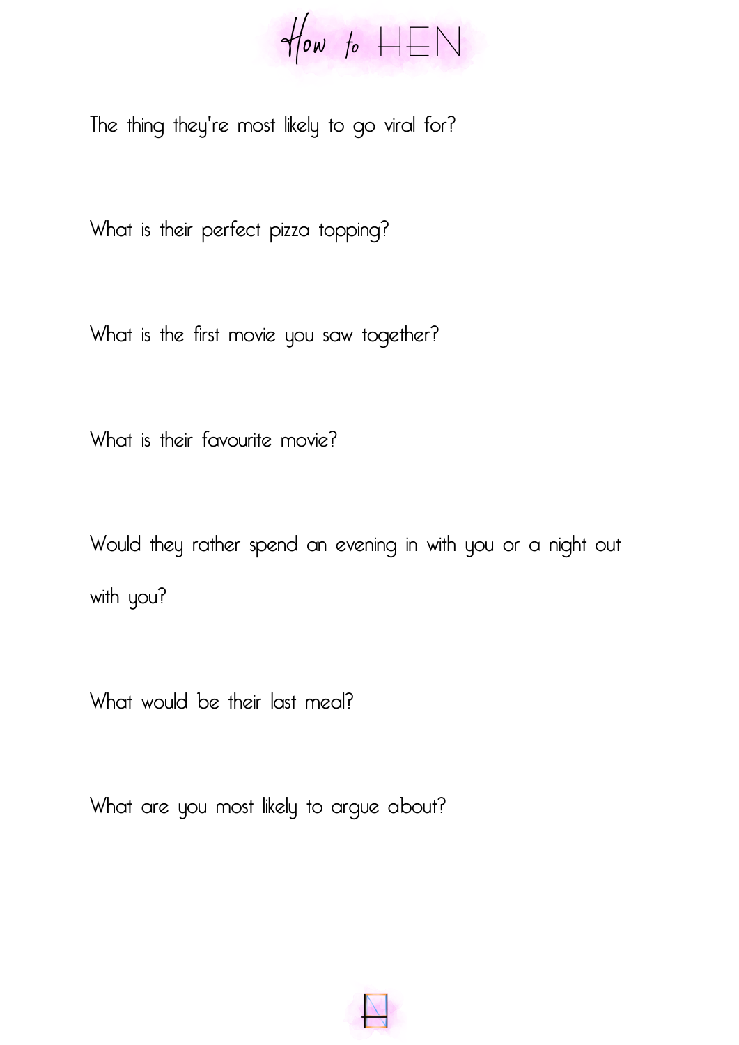# How to HEN

The thing they're most likely to go viral for?

What is their perfect pizza topping?

What is the first movie you saw together?

What is their favourite movie?

Would they rather spend an evening in with you or a night out with you?

What would be their last meal?

What are you most likely to argue about?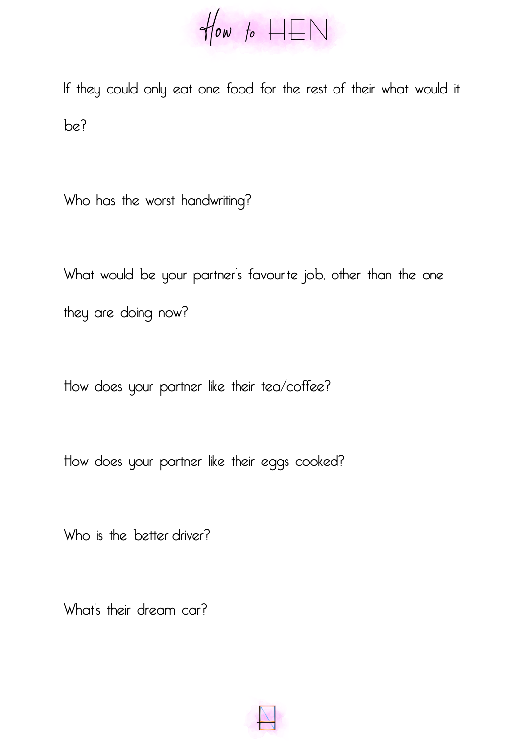If they could only eat one food for the rest of their what would it be?

Who has the worst handwriting?

What would be your partner's favourite job, other than the one they are doing now?

How does your partner like their tea/coffee?

How does your partner like their eggs cooked?

Who is the better driver?

What's their dream car?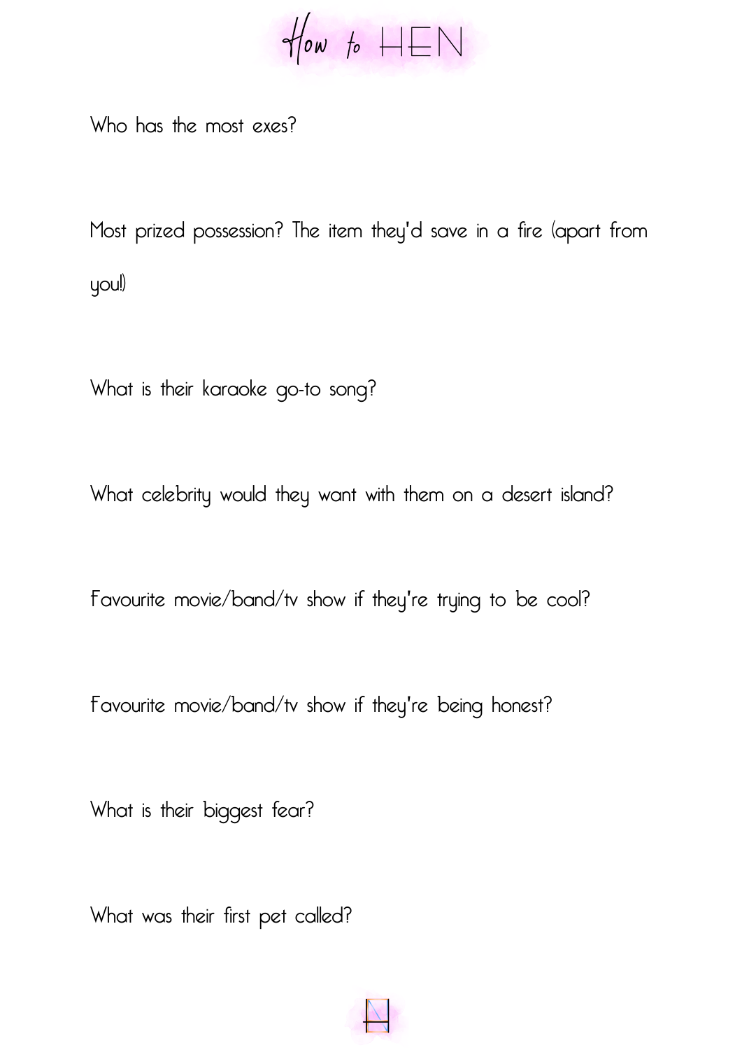# How to HEN

Who has the most exes?

Most prized possession? The item they'd save in a fire (apart from you!)

What is their karaoke go-to song?

What celebrity would they want with them on a desert island?

Favourite movie/band/tv show if they're trying to be cool?

Favourite movie/band/tv show if they're being honest?

What is their biggest fear?

What was their first pet called?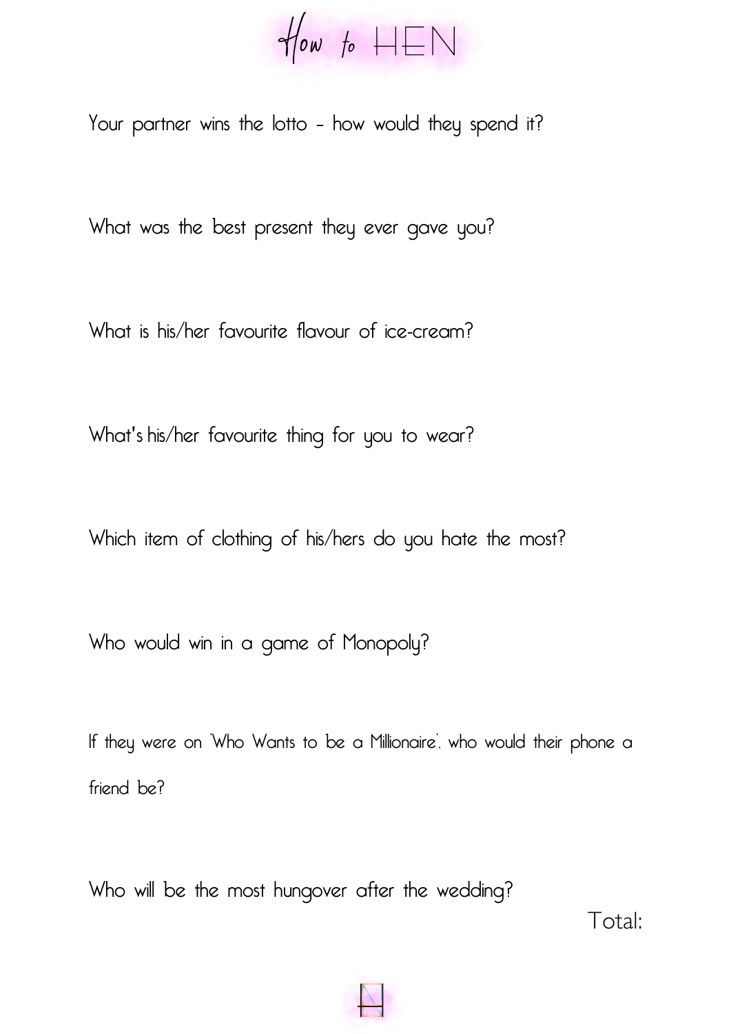# How to HEN

Your partner wins the lotto - how would they spend it?

What was the best present they ever gave you?

What is his/her favourite flavour of ice-cream?

What's his/her favourite thing for you to wear?

Which item of clothing of his/hers do you hate the most?

Who would win in a game of Monopoly?

If they were on 'Who Wants to be a Millionaire', who would their phone a friend be?

Who will be the most hungover after the wedding?

Total: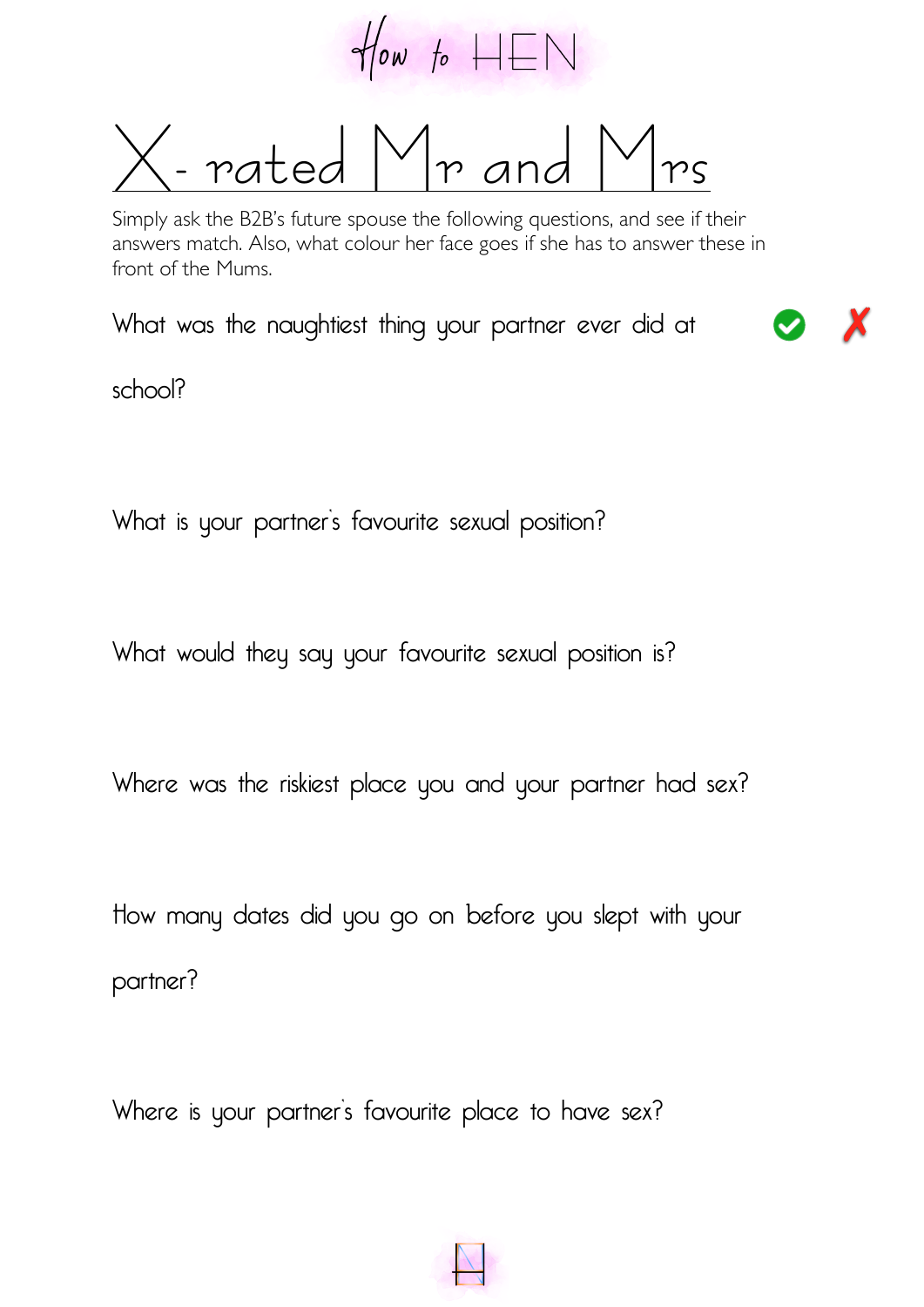How to HEN

# X- rated Mr and Mrs

Simply ask the B2B's future spouse the following questions, and see if their answers match. Also, what colour her face goes if she has to answer these in front of the Mums.

What was the naughtiest thing your partner ever did at school?

What is your partner's favourite sexual position?

What would they say your favourite sexual position is?

Where was the riskiest place you and your partner had sex?

How many dates did you go on before you slept with your partner?

Where is your partner's favourite place to have sex?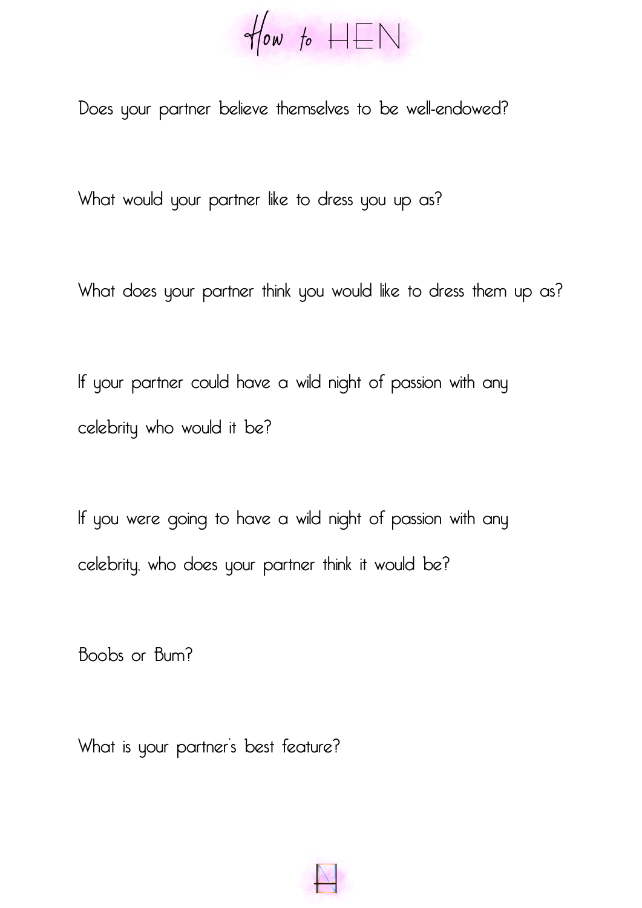# How to HEN

Does your partner believe themselves to be well-endowed?

What would your partner like to dress you up as?

What does your partner think you would like to dress them up as?

If your partner could have a wild night of passion with any celebrity who would it be?

If you were going to have a wild night of passion with any celebrity, who does your partner think it would be?

Boobs or Bum?

What is your partner's best feature?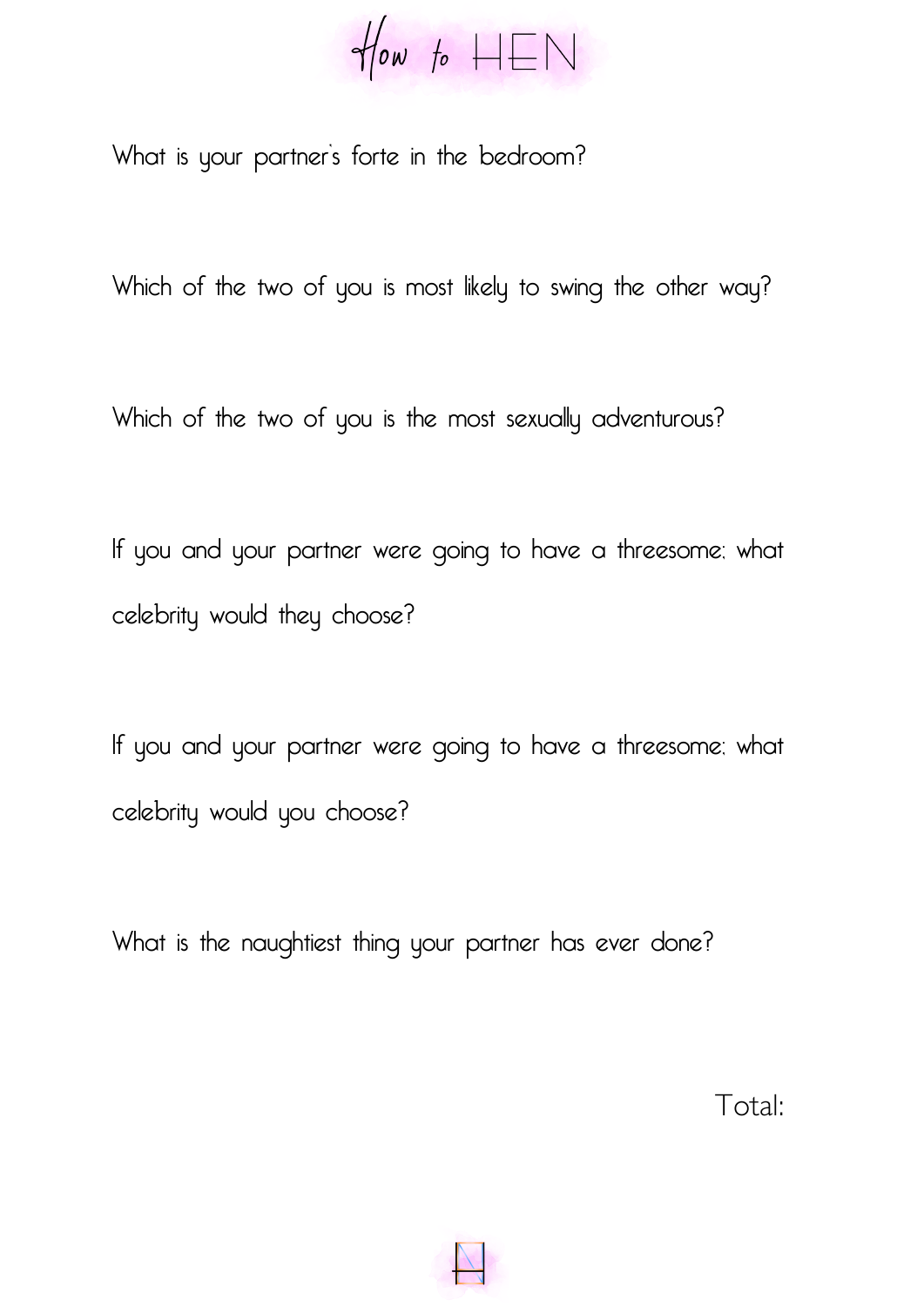# How to HEN

What is your partner's forte in the bedroom?

Which of the two of you is most likely to swing the other way?

Which of the two of you is the most sexually adventurous?

If you and your partner were going to have a threesome: what celebrity would they choose?

If you and your partner were going to have a threesome: what celebrity would you choose?

What is the naughtiest thing your partner has ever done?

Total: